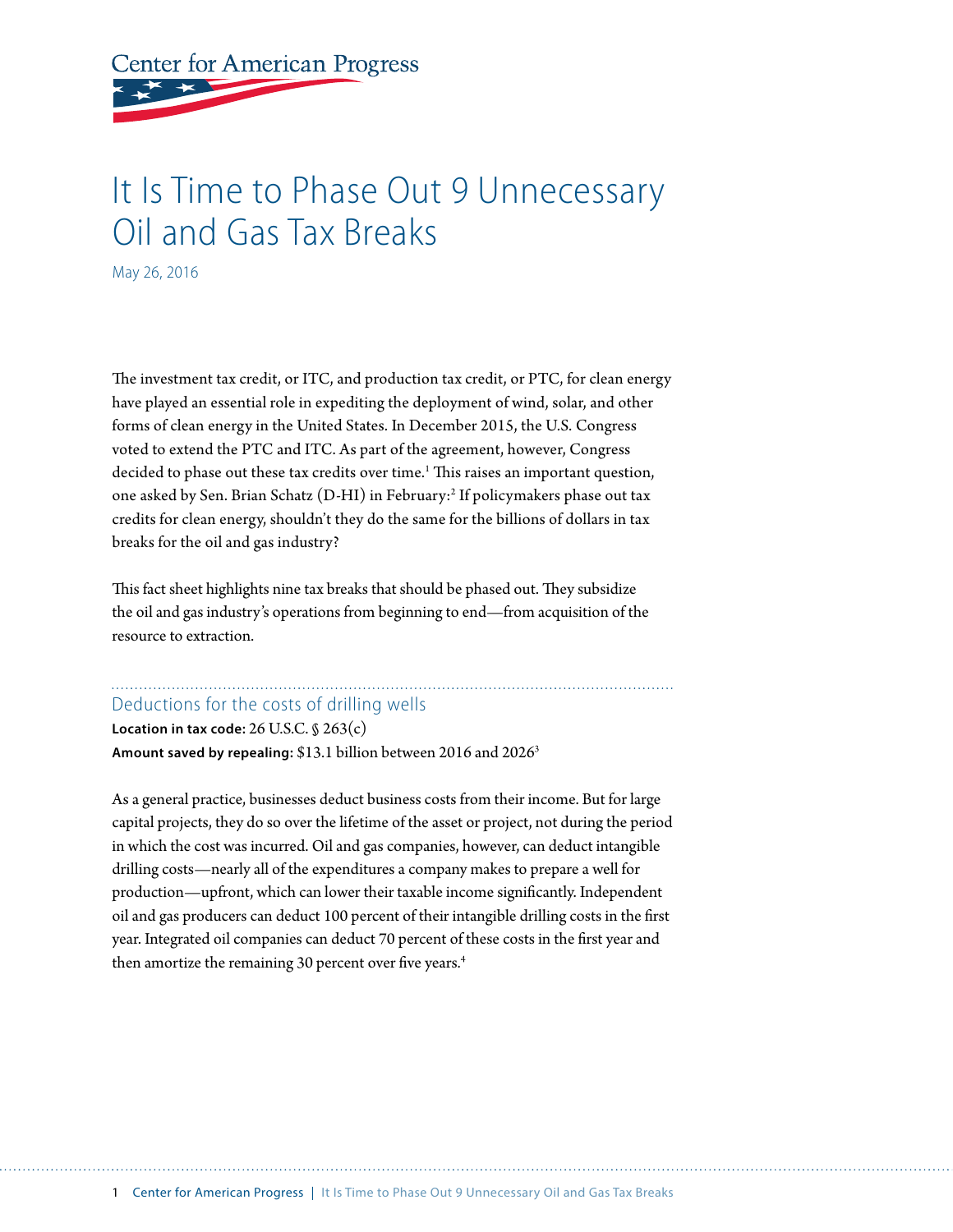# It Is Time to Phase Out 9 Unnecessary Oil and Gas Tax Breaks

May 26, 2016

The investment tax credit, or ITC, and production tax credit, or PTC, for clean energy have played an essential role in expediting the deployment of wind, solar, and other forms of clean energy in the United States. In December 2015, the U.S. Congress voted to extend the PTC and ITC. As part of the agreement, however, Congress decided to phase out these tax credits over time.[1] This raises an important question, one asked by Sen. Brian Schatz (D-HI) in February:[2] If policymakers phase out tax credits for clean energy, shouldn't they do the same for the billions of dollars in tax breaks for the oil and gas industry?

This fact sheet highlights nine tax breaks that should be phased out. They subsidize the oil and gas industry's operations from beginning to end—from acquisition of the resource to extraction.

## Deductions for the costs of drilling wells

**Location in tax code:** 26 U.S.C. § 263(c)

**Amount saved by repealing:** $13.1 billion between 2016 and 2026[3]

As a general practice, businesses deduct business costs from their income. But for large capital projects, they do so over the lifetime of the asset or project, not during the period in which the cost was incurred. Oil and gas companies, however, can deduct intangible drilling costs—nearly all of the expenditures a company makes to prepare a well for production—upfront, which can lower their taxable income significantly. Independent oil and gas producers can deduct 100 percent of their intangible drilling costs in the first year. Integrated oil companies can deduct 70 percent of these costs in the first year and then amortize the remaining 30 percent over five years.[4]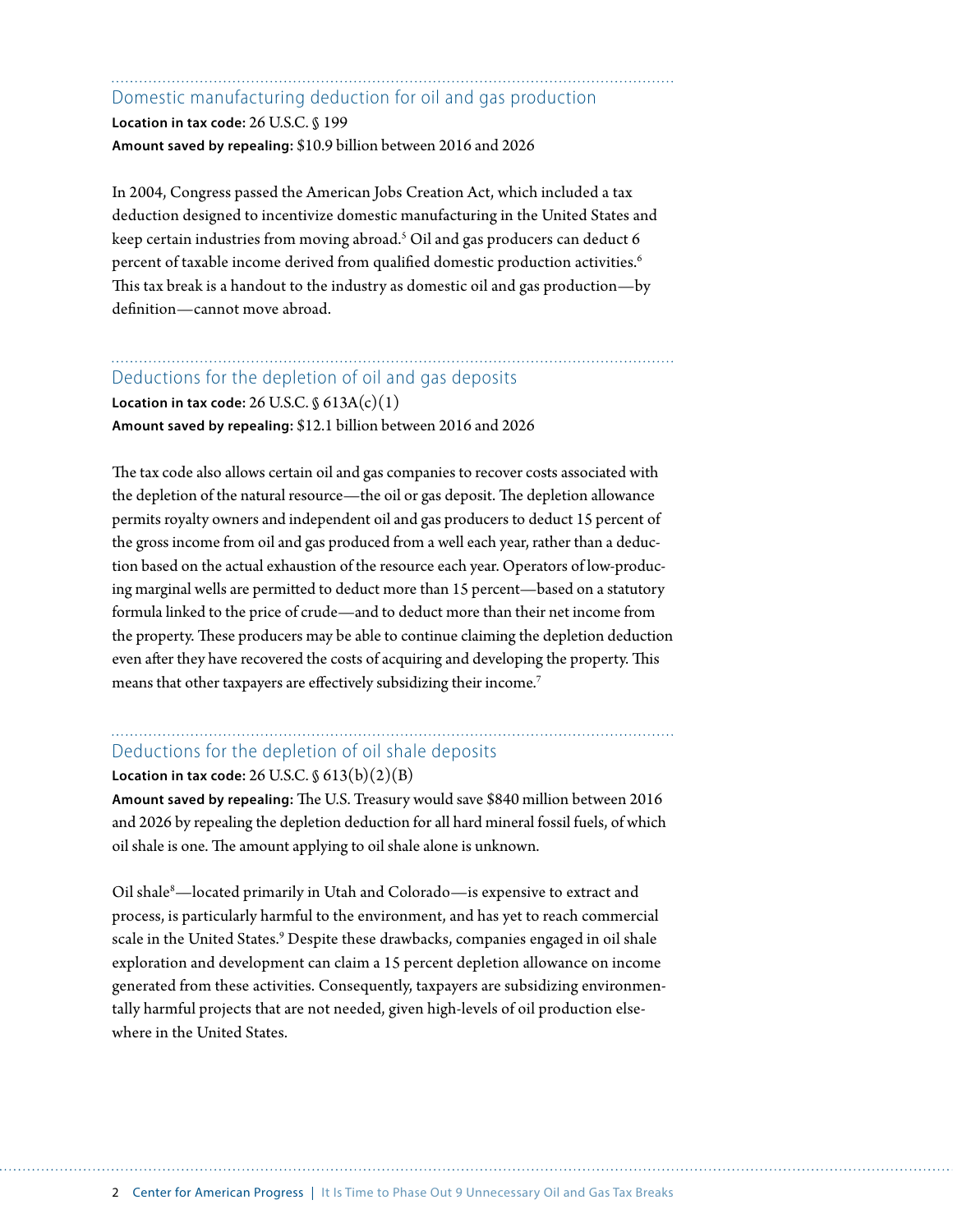## Domestic manufacturing deduction for oil and gas production

**Location in tax code:** 26 U.S.C. § 199

**Amount saved by repealing:** $10.9 billion between 2016 and 2026

In 2004, Congress passed the American Jobs Creation Act, which included a tax deduction designed to incentivize domestic manufacturing in the United States and keep certain industries from moving abroad.[5] Oil and gas producers can deduct 6 percent of taxable income derived from qualified domestic production activities.[6] This tax break is a handout to the industry as domestic oil and gas production—by definition—cannot move abroad.

## Deductions for the depletion of oil and gas deposits

**Location in tax code:** 26 U.S.C. § 613A(c)(1)

**Amount saved by repealing:** $12.1 billion between 2016 and 2026

The tax code also allows certain oil and gas companies to recover costs associated with the depletion of the natural resource—the oil or gas deposit. The depletion allowance permits royalty owners and independent oil and gas producers to deduct 15 percent of the gross income from oil and gas produced from a well each year, rather than a deduction based on the actual exhaustion of the resource each year. Operators of low-producing marginal wells are permitted to deduct more than 15 percent—based on a statutory formula linked to the price of crude—and to deduct more than their net income from the property. These producers may be able to continue claiming the depletion deduction even after they have recovered the costs of acquiring and developing the property. This means that other taxpayers are effectively subsidizing their income.[7]

## Deductions for the depletion of oil shale deposits

**Location in tax code:** 26 U.S.C. § 613(b)(2)(B)

**Amount saved by repealing:** The U.S. Treasury would save $840 million between 2016 and 2026 by repealing the depletion deduction for all hard mineral fossil fuels, of which oil shale is one. The amount applying to oil shale alone is unknown.

Oil shale[8]—located primarily in Utah and Colorado—is expensive to extract and process, is particularly harmful to the environment, and has yet to reach commercial scale in the United States.[9] Despite these drawbacks, companies engaged in oil shale exploration and development can claim a 15 percent depletion allowance on income generated from these activities. Consequently, taxpayers are subsidizing environmentally harmful projects that are not needed, given high-levels of oil production elsewhere in the United States.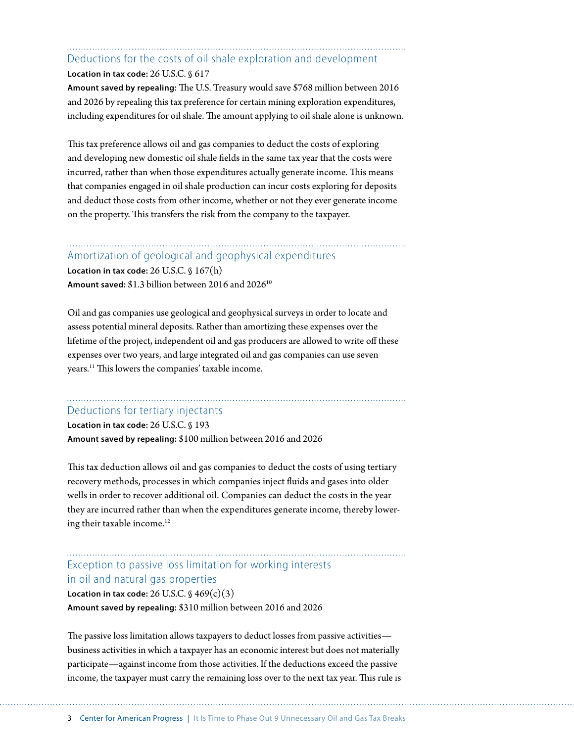## Deductions for the costs of oil shale exploration and development

**Location in tax code:** 26 U.S.C. § 617

**Amount saved by repealing:** The U.S. Treasury would save $768 million between 2016 and 2026 by repealing this tax preference for certain mining exploration expenditures, including expenditures for oil shale. The amount applying to oil shale alone is unknown.

This tax preference allows oil and gas companies to deduct the costs of exploring and developing new domestic oil shale fields in the same tax year that the costs were incurred, rather than when those expenditures actually generate income. This means that companies engaged in oil shale production can incur costs exploring for deposits and deduct those costs from other income, whether or not they ever generate income on the property. This transfers the risk from the company to the taxpayer.

## Amortization of geological and geophysical expenditures

**Location in tax code:** 26 U.S.C. § 167(h)

**Amount saved:** $1.3 billion between 2016 and 2026[10]

Oil and gas companies use geological and geophysical surveys in order to locate and assess potential mineral deposits. Rather than amortizing these expenses over the lifetime of the project, independent oil and gas producers are allowed to write off these expenses over two years, and large integrated oil and gas companies can use seven years.[11] This lowers the companies' taxable income.

## Deductions for tertiary injectants

**Location in tax code:** 26 U.S.C. § 193

**Amount saved by repealing:** $100 million between 2016 and 2026

This tax deduction allows oil and gas companies to deduct the costs of using tertiary recovery methods, processes in which companies inject fluids and gases into older wells in order to recover additional oil. Companies can deduct the costs in the year they are incurred rather than when the expenditures generate income, thereby lowering their taxable income.[12]

## Exception to passive loss limitation for working interests in oil and natural gas properties

**Location in tax code:** 26 U.S.C. § 469(c)(3)

**Amount saved by repealing:** $310 million between 2016 and 2026

The passive loss limitation allows taxpayers to deduct losses from passive activities—business activities in which a taxpayer has an economic interest but does not materially participate—against income from those activities. If the deductions exceed the passive income, the taxpayer must carry the remaining loss over to the next tax year. This rule is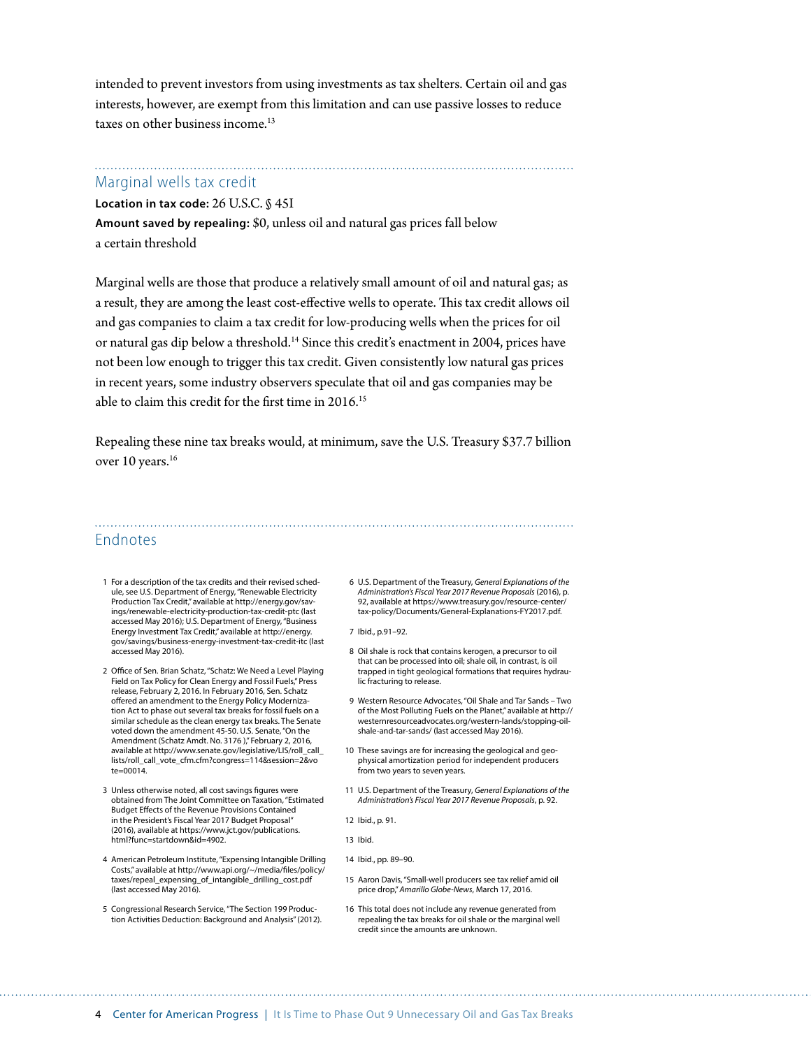intended to prevent investors from using investments as tax shelters. Certain oil and gas interests, however, are exempt from this limitation and can use passive losses to reduce taxes on other business income.[13]

## Marginal wells tax credit

**Location in tax code:** 26 U.S.C. § 45I
**Amount saved by repealing:** $0, unless oil and natural gas prices fall below a certain threshold

Marginal wells are those that produce a relatively small amount of oil and natural gas; as a result, they are among the least cost-effective wells to operate. This tax credit allows oil and gas companies to claim a tax credit for low-producing wells when the prices for oil or natural gas dip below a threshold.[14] Since this credit's enactment in 2004, prices have not been low enough to trigger this tax credit. Given consistently low natural gas prices in recent years, some industry observers speculate that oil and gas companies may be able to claim this credit for the first time in 2016.[15]

Repealing these nine tax breaks would, at minimum, save the U.S. Treasury $37.7 billion over 10 years.[16]

## Endnotes

1 For a description of the tax credits and their revised schedule, see U.S. Department of Energy, "Renewable Electricity Production Tax Credit," available at http://energy.gov/savings/renewable-electricity-production-tax-credit-ptc (last accessed May 2016); U.S. Department of Energy, "Business Energy Investment Tax Credit," available at http://energy.gov/savings/business-energy-investment-tax-credit-itc (last accessed May 2016).

2 Office of Sen. Brian Schatz, "Schatz: We Need a Level Playing Field on Tax Policy for Clean Energy and Fossil Fuels," Press release, February 2, 2016. In February 2016, Sen. Schatz offered an amendment to the Energy Policy Modernization Act to phase out several tax breaks for fossil fuels on a similar schedule as the clean energy tax breaks. The Senate voted down the amendment 45-50. U.S. Senate, "On the Amendment (Schatz Amdt. No. 3176 )," February 2, 2016, available at http://www.senate.gov/legislative/LIS/roll_call_lists/roll_call_vote_cfm.cfm?congress=114&session=2&vote=00014.

3 Unless otherwise noted, all cost savings figures were obtained from The Joint Committee on Taxation, "Estimated Budget Effects of the Revenue Provisions Contained in the President's Fiscal Year 2017 Budget Proposal" (2016), available at https://www.jct.gov/publications.html?func=startdown&id=4902.

4 American Petroleum Institute, "Expensing Intangible Drilling Costs," available at http://www.api.org/~/media/files/policy/taxes/repeal_expensing_of_intangible_drilling_cost.pdf (last accessed May 2016).

5 Congressional Research Service, "The Section 199 Production Activities Deduction: Background and Analysis" (2012).

6 U.S. Department of the Treasury, *General Explanations of the Administration's Fiscal Year 2017 Revenue Proposals* (2016), p. 92, available at https://www.treasury.gov/resource-center/tax-policy/Documents/General-Explanations-FY2017.pdf.

7 Ibid., p.91–92.

8 Oil shale is rock that contains kerogen, a precursor to oil that can be processed into oil; shale oil, in contrast, is oil trapped in tight geological formations that requires hydraulic fracturing to release.

9 Western Resource Advocates, "Oil Shale and Tar Sands – Two of the Most Polluting Fuels on the Planet," available at http://westernresourceadvocates.org/western-lands/stopping-oil-shale-and-tar-sands/ (last accessed May 2016).

10 These savings are for increasing the geological and geophysical amortization period for independent producers from two years to seven years.

11 U.S. Department of the Treasury, *General Explanations of the Administration's Fiscal Year 2017 Revenue Proposals*, p. 92.

12 Ibid., p. 91.

13 Ibid.

14 Ibid., pp. 89–90.

15 Aaron Davis, "Small-well producers see tax relief amid oil price drop," *Amarillo Globe-News*, March 17, 2016.

16 This total does not include any revenue generated from repealing the tax breaks for oil shale or the marginal well credit since the amounts are unknown.